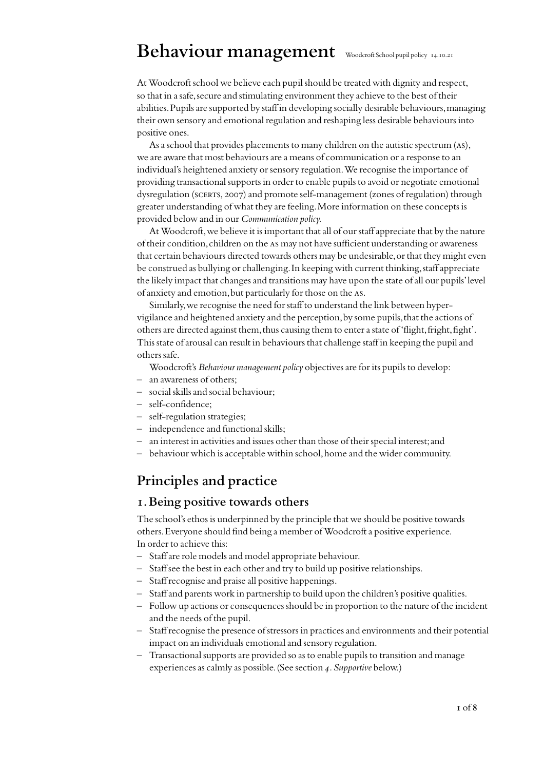# Behaviour management

Woodcroft School pupil policy 14.10.21

At Woodcroft school we believe each pupil should be treated with dignity and respect, so that in a safe, secure and stimulating environment they achieve to the best of their abilities. Pupils are supported by staff in developing socially desirable behaviours, managing their own sensory and emotional regulation and reshaping less desirable behaviours into positive ones.

As a school that provides placements to many children on the autistic spectrum (AS), we are aware that most behaviours are a means of communication or a response to an individual's heightened anxiety or sensory regulation. We recognise the importance of providing transactional supports in order to enable pupils to avoid or negotiate emotional dysregulation (SCERTS, 2007) and promote self-management (zones of regulation) through greater understanding of what they are feeling. More information on these concepts is provided below and in our *Communication policy.*

At Woodcroft, we believe it is important that all of our staff appreciate that by the nature of their condition, children on the AS may not have sufficient understanding or awareness that certain behaviours directed towards others may be undesirable, or that they might even be construed as bullying or challenging. In keeping with current thinking, staff appreciate the likely impact that changes and transitions may have upon the state of all our pupils' level of anxiety and emotion, but particularly for those on the AS.

Similarly, we recognise the need for staff to understand the link between hyper-vigilance and heightened anxiety and the perception, by some pupils, that the actions of others are directed against them, thus causing them to enter a state of 'flight, fright, fight'. This state of arousal can result in behaviours that challenge staff in keeping the pupil and others safe.

Woodcroft's *Behaviour management policy* objectives are for its pupils to develop:

- an awareness of others;
- social skills and social behaviour;
- self-confidence;
- self-regulation strategies;
- independence and functional skills;
- an interest in activities and issues other than those of their special interest; and
- behaviour which is acceptable within school, home and the wider community.

## Principles and practice

### 1. Being positive towards others

The school's ethos is underpinned by the principle that we should be positive towards others. Everyone should find being a member of Woodcroft a positive experience.
In order to achieve this:

- Staff are role models and model appropriate behaviour.
- Staff see the best in each other and try to build up positive relationships.
- Staff recognise and praise all positive happenings.
- Staff and parents work in partnership to build upon the children's positive qualities.
- Follow up actions or consequences should be in proportion to the nature of the incident and the needs of the pupil.
- Staff recognise the presence of stressors in practices and environments and their potential impact on an individuals emotional and sensory regulation.
- Transactional supports are provided so as to enable pupils to transition and manage experiences as calmly as possible. (See section *4. Supportive* below.)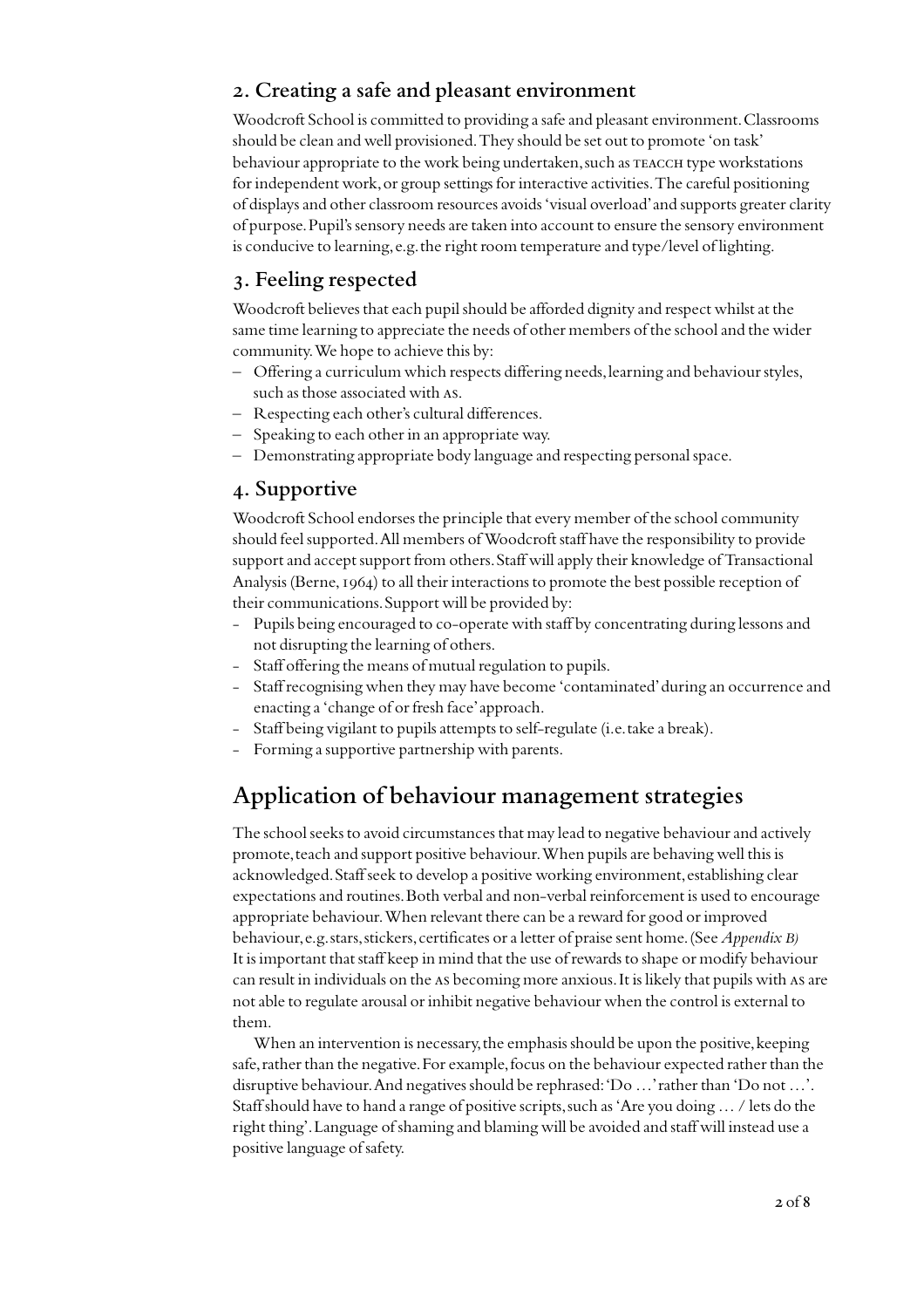## 2. Creating a safe and pleasant environment

Woodcroft School is committed to providing a safe and pleasant environment. Classrooms should be clean and well provisioned. They should be set out to promote 'on task' behaviour appropriate to the work being undertaken, such as TEACCH type workstations for independent work, or group settings for interactive activities. The careful positioning of displays and other classroom resources avoids 'visual overload' and supports greater clarity of purpose. Pupil's sensory needs are taken into account to ensure the sensory environment is conducive to learning, e.g. the right room temperature and type/level of lighting.

## 3. Feeling respected

Woodcroft believes that each pupil should be afforded dignity and respect whilst at the same time learning to appreciate the needs of other members of the school and the wider community. We hope to achieve this by:

- Offering a curriculum which respects differing needs, learning and behaviour styles, such as those associated with AS.
- Respecting each other's cultural differences.
- Speaking to each other in an appropriate way.
- Demonstrating appropriate body language and respecting personal space.

## 4. Supportive

Woodcroft School endorses the principle that every member of the school community should feel supported. All members of Woodcroft staff have the responsibility to provide support and accept support from others. Staff will apply their knowledge of Transactional Analysis (Berne, 1964) to all their interactions to promote the best possible reception of their communications. Support will be provided by:

- Pupils being encouraged to co-operate with staff by concentrating during lessons and not disrupting the learning of others.
- Staff offering the means of mutual regulation to pupils.
- Staff recognising when they may have become 'contaminated' during an occurrence and enacting a 'change of or fresh face' approach.
- Staff being vigilant to pupils attempts to self-regulate (i.e. take a break).
- Forming a supportive partnership with parents.

# Application of behaviour management strategies

The school seeks to avoid circumstances that may lead to negative behaviour and actively promote, teach and support positive behaviour. When pupils are behaving well this is acknowledged. Staff seek to develop a positive working environment, establishing clear expectations and routines. Both verbal and non-verbal reinforcement is used to encourage appropriate behaviour. When relevant there can be a reward for good or improved behaviour, e.g. stars, stickers, certificates or a letter of praise sent home. (See *Appendix B)* It is important that staff keep in mind that the use of rewards to shape or modify behaviour can result in individuals on the AS becoming more anxious. It is likely that pupils with AS are not able to regulate arousal or inhibit negative behaviour when the control is external to them.

When an intervention is necessary, the emphasis should be upon the positive, keeping safe, rather than the negative. For example, focus on the behaviour expected rather than the disruptive behaviour. And negatives should be rephrased: 'Do …' rather than 'Do not …'. Staff should have to hand a range of positive scripts, such as 'Are you doing … / lets do the right thing'. Language of shaming and blaming will be avoided and staff will instead use a positive language of safety.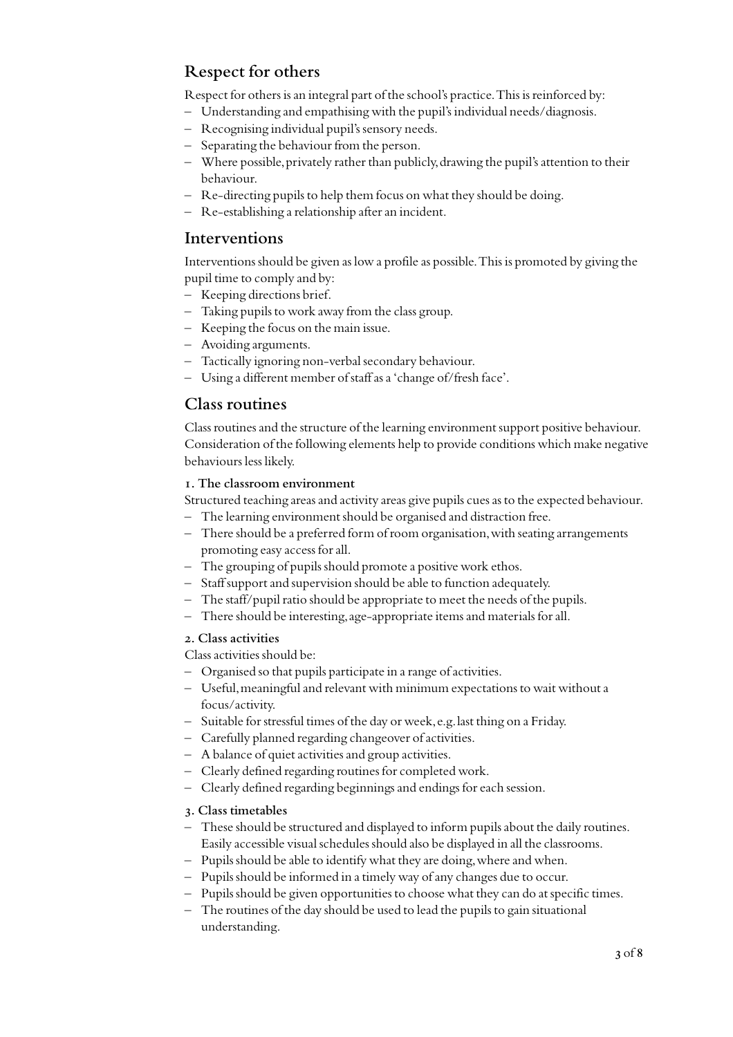## Respect for others

Respect for others is an integral part of the school's practice. This is reinforced by:

- Understanding and empathising with the pupil's individual needs/diagnosis.
- Recognising individual pupil's sensory needs.
- Separating the behaviour from the person.
- Where possible, privately rather than publicly, drawing the pupil's attention to their behaviour.
- Re-directing pupils to help them focus on what they should be doing.
- Re-establishing a relationship after an incident.

## Interventions

Interventions should be given as low a profile as possible. This is promoted by giving the pupil time to comply and by:

- Keeping directions brief.
- Taking pupils to work away from the class group.
- Keeping the focus on the main issue.
- Avoiding arguments.
- Tactically ignoring non-verbal secondary behaviour.
- Using a different member of staff as a 'change of/fresh face'.

## Class routines

Class routines and the structure of the learning environment support positive behaviour. Consideration of the following elements help to provide conditions which make negative behaviours less likely.

### 1. The classroom environment

Structured teaching areas and activity areas give pupils cues as to the expected behaviour.

- The learning environment should be organised and distraction free.
- There should be a preferred form of room organisation, with seating arrangements promoting easy access for all.
- The grouping of pupils should promote a positive work ethos.
- Staff support and supervision should be able to function adequately.
- The staff/pupil ratio should be appropriate to meet the needs of the pupils.
- There should be interesting, age-appropriate items and materials for all.

### 2. Class activities

Class activities should be:

- Organised so that pupils participate in a range of activities.
- Useful, meaningful and relevant with minimum expectations to wait without a focus/activity.
- Suitable for stressful times of the day or week, e.g. last thing on a Friday.
- Carefully planned regarding changeover of activities.
- A balance of quiet activities and group activities.
- Clearly defined regarding routines for completed work.
- Clearly defined regarding beginnings and endings for each session.

### 3. Class timetables

- These should be structured and displayed to inform pupils about the daily routines. Easily accessible visual schedules should also be displayed in all the classrooms.
- Pupils should be able to identify what they are doing, where and when.
- Pupils should be informed in a timely way of any changes due to occur.
- Pupils should be given opportunities to choose what they can do at specific times.
- The routines of the day should be used to lead the pupils to gain situational understanding.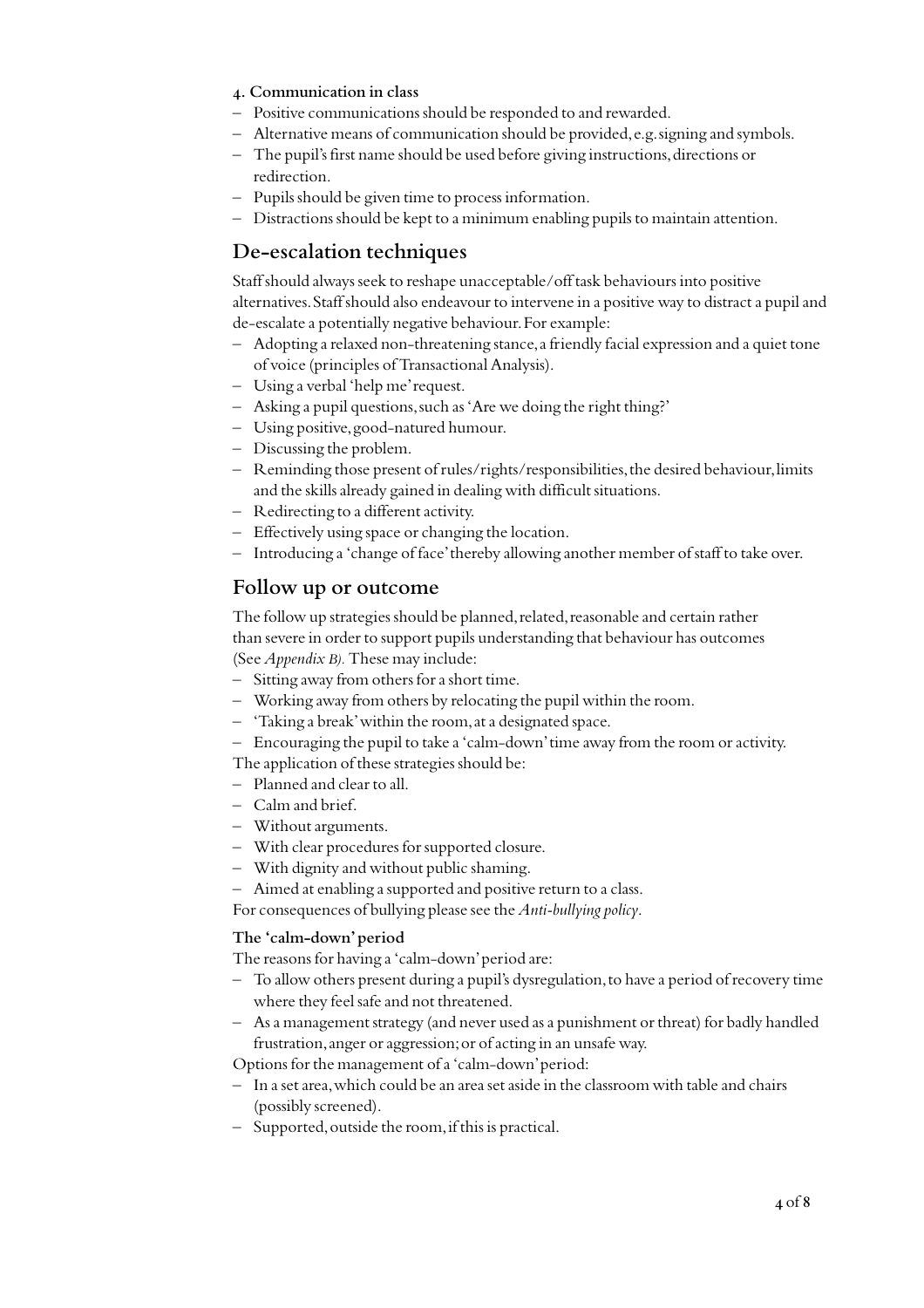#### 4. Communication in class

- Positive communications should be responded to and rewarded.
- Alternative means of communication should be provided, e.g. signing and symbols.
- The pupil's first name should be used before giving instructions, directions or redirection.
- Pupils should be given time to process information.
- Distractions should be kept to a minimum enabling pupils to maintain attention.

## De-escalation techniques

Staff should always seek to reshape unacceptable/off task behaviours into positive alternatives. Staff should also endeavour to intervene in a positive way to distract a pupil and de-escalate a potentially negative behaviour. For example:

- Adopting a relaxed non-threatening stance, a friendly facial expression and a quiet tone of voice (principles of Transactional Analysis).
- Using a verbal 'help me' request.
- Asking a pupil questions, such as 'Are we doing the right thing?'
- Using positive, good-natured humour.
- Discussing the problem.
- Reminding those present of rules/rights/responsibilities, the desired behaviour, limits and the skills already gained in dealing with difficult situations.
- Redirecting to a different activity.
- Effectively using space or changing the location.
- Introducing a 'change of face' thereby allowing another member of staff to take over.

## Follow up or outcome

The follow up strategies should be planned, related, reasonable and certain rather than severe in order to support pupils understanding that behaviour has outcomes (See *Appendix B).* These may include:

- Sitting away from others for a short time.
- Working away from others by relocating the pupil within the room.
- 'Taking a break' within the room, at a designated space.
- Encouraging the pupil to take a 'calm-down' time away from the room or activity.

The application of these strategies should be:

- Planned and clear to all.
- Calm and brief.
- Without arguments.
- With clear procedures for supported closure.
- With dignity and without public shaming.
- Aimed at enabling a supported and positive return to a class.

For consequences of bullying please see the *Anti-bullying policy*.

#### The 'calm-down' period

The reasons for having a 'calm-down' period are:

- To allow others present during a pupil's dysregulation, to have a period of recovery time where they feel safe and not threatened.
- As a management strategy (and never used as a punishment or threat) for badly handled frustration, anger or aggression; or of acting in an unsafe way.

Options for the management of a 'calm-down' period:

- In a set area, which could be an area set aside in the classroom with table and chairs (possibly screened).
- Supported, outside the room, if this is practical.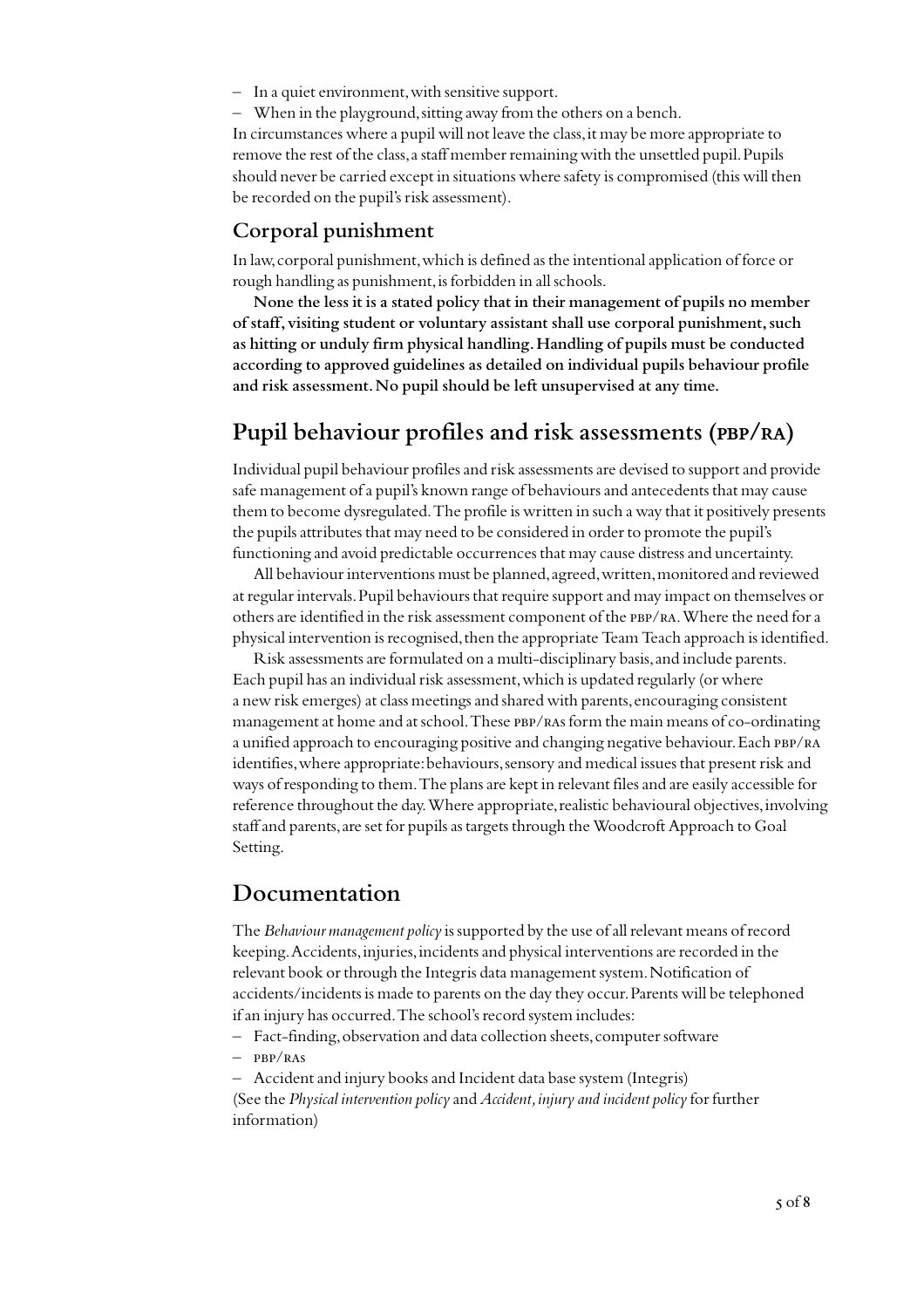- In a quiet environment, with sensitive support.
- When in the playground, sitting away from the others on a bench.

In circumstances where a pupil will not leave the class, it may be more appropriate to remove the rest of the class, a staff member remaining with the unsettled pupil. Pupils should never be carried except in situations where safety is compromised (this will then be recorded on the pupil's risk assessment).

### Corporal punishment

In law, corporal punishment, which is defined as the intentional application of force or rough handling as punishment, is forbidden in all schools.

**None the less it is a stated policy that in their management of pupils no member of staff, visiting student or voluntary assistant shall use corporal punishment, such as hitting or unduly firm physical handling. Handling of pupils must be conducted according to approved guidelines as detailed on individual pupils behaviour profile and risk assessment. No pupil should be left unsupervised at any time.**

## Pupil behaviour profiles and risk assessments (PBP/RA)

Individual pupil behaviour profiles and risk assessments are devised to support and provide safe management of a pupil's known range of behaviours and antecedents that may cause them to become dysregulated. The profile is written in such a way that it positively presents the pupils attributes that may need to be considered in order to promote the pupil's functioning and avoid predictable occurrences that may cause distress and uncertainty.

All behaviour interventions must be planned, agreed, written, monitored and reviewed at regular intervals. Pupil behaviours that require support and may impact on themselves or others are identified in the risk assessment component of the PBP/RA. Where the need for a physical intervention is recognised, then the appropriate Team Teach approach is identified.

Risk assessments are formulated on a multi-disciplinary basis, and include parents. Each pupil has an individual risk assessment, which is updated regularly (or where a new risk emerges) at class meetings and shared with parents, encouraging consistent management at home and at school. These PBP/RAs form the main means of co-ordinating a unified approach to encouraging positive and changing negative behaviour. Each PBP/RA identifies, where appropriate: behaviours, sensory and medical issues that present risk and ways of responding to them. The plans are kept in relevant files and are easily accessible for reference throughout the day. Where appropriate, realistic behavioural objectives, involving staff and parents, are set for pupils as targets through the Woodcroft Approach to Goal Setting.

## Documentation

The *Behaviour management policy* is supported by the use of all relevant means of record keeping. Accidents, injuries, incidents and physical interventions are recorded in the relevant book or through the Integris data management system. Notification of accidents/incidents is made to parents on the day they occur. Parents will be telephoned if an injury has occurred. The school's record system includes:

- Fact-finding, observation and data collection sheets, computer software
- PBP/RAs
- Accident and injury books and Incident data base system (Integris)

(See the *Physical intervention policy* and *Accident, injury and incident policy* for further information)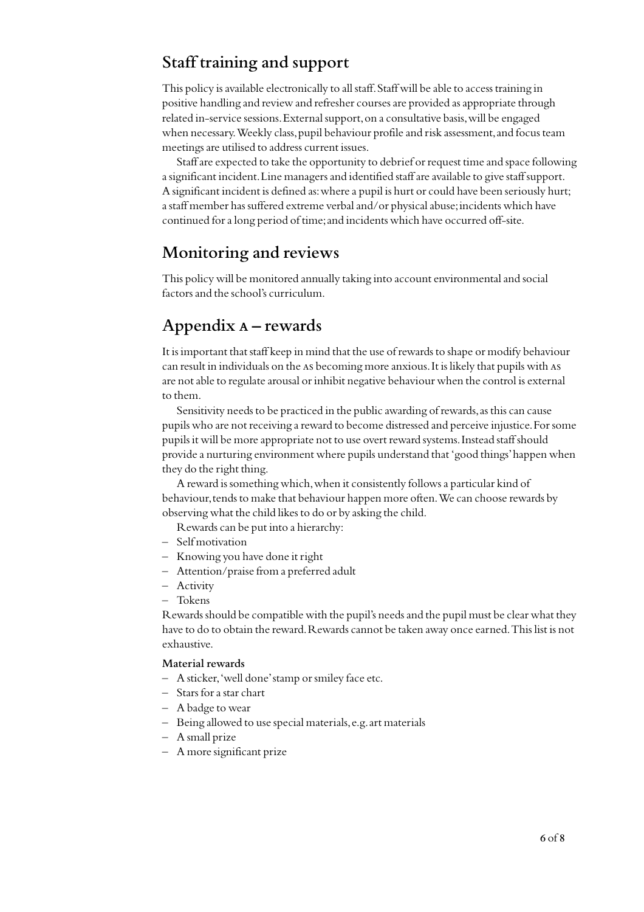## Staff training and support

This policy is available electronically to all staff. Staff will be able to access training in positive handling and review and refresher courses are provided as appropriate through related in-service sessions. External support, on a consultative basis, will be engaged when necessary. Weekly class, pupil behaviour profile and risk assessment, and focus team meetings are utilised to address current issues.

Staff are expected to take the opportunity to debrief or request time and space following a significant incident. Line managers and identified staff are available to give staff support. A significant incident is defined as: where a pupil is hurt or could have been seriously hurt; a staff member has suffered extreme verbal and/or physical abuse; incidents which have continued for a long period of time; and incidents which have occurred off-site.

## Monitoring and reviews

This policy will be monitored annually taking into account environmental and social factors and the school's curriculum.

## Appendix A – rewards

It is important that staff keep in mind that the use of rewards to shape or modify behaviour can result in individuals on the AS becoming more anxious. It is likely that pupils with AS are not able to regulate arousal or inhibit negative behaviour when the control is external to them.

Sensitivity needs to be practiced in the public awarding of rewards, as this can cause pupils who are not receiving a reward to become distressed and perceive injustice. For some pupils it will be more appropriate not to use overt reward systems. Instead staff should provide a nurturing environment where pupils understand that 'good things' happen when they do the right thing.

A reward is something which, when it consistently follows a particular kind of behaviour, tends to make that behaviour happen more often. We can choose rewards by observing what the child likes to do or by asking the child.

Rewards can be put into a hierarchy:

- Self motivation
- Knowing you have done it right
- Attention/praise from a preferred adult
- Activity
- Tokens

Rewards should be compatible with the pupil's needs and the pupil must be clear what they have to do to obtain the reward. Rewards cannot be taken away once earned. This list is not exhaustive.

**Material rewards**

- A sticker, 'well done' stamp or smiley face etc.
- Stars for a star chart
- A badge to wear
- Being allowed to use special materials, e.g. art materials
- A small prize
- A more significant prize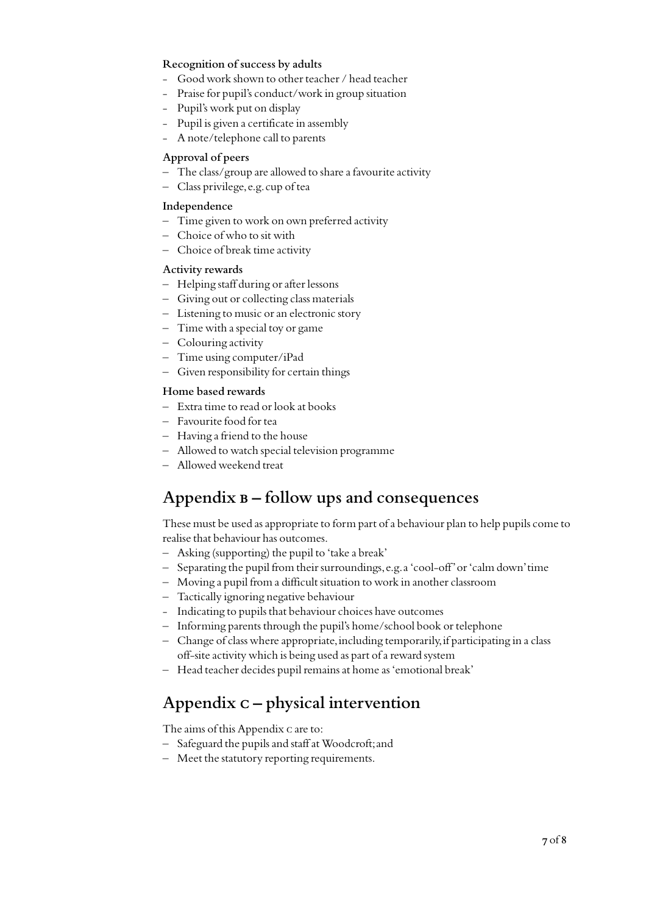**Recognition of success by adults**

- Good work shown to other teacher / head teacher
- Praise for pupil's conduct/work in group situation
- Pupil's work put on display
- Pupil is given a certificate in assembly
- A note/telephone call to parents

**Approval of peers**

- The class/group are allowed to share a favourite activity
- Class privilege, e.g. cup of tea

**Independence**

- Time given to work on own preferred activity
- Choice of who to sit with
- Choice of break time activity

**Activity rewards**

- Helping staff during or after lessons
- Giving out or collecting class materials
- Listening to music or an electronic story
- Time with a special toy or game
- Colouring activity
- Time using computer/iPad
- Given responsibility for certain things

**Home based rewards**

- Extra time to read or look at books
- Favourite food for tea
- Having a friend to the house
- Allowed to watch special television programme
- Allowed weekend treat

## Appendix B – follow ups and consequences

These must be used as appropriate to form part of a behaviour plan to help pupils come to realise that behaviour has outcomes.

- Asking (supporting) the pupil to 'take a break'
- Separating the pupil from their surroundings, e.g. a 'cool-off' or 'calm down' time
- Moving a pupil from a difficult situation to work in another classroom
- Tactically ignoring negative behaviour
- Indicating to pupils that behaviour choices have outcomes
- Informing parents through the pupil's home/school book or telephone
- Change of class where appropriate, including temporarily, if participating in a class off-site activity which is being used as part of a reward system
- Head teacher decides pupil remains at home as 'emotional break'

## Appendix C – physical intervention

The aims of this Appendix C are to:

- Safeguard the pupils and staff at Woodcroft; and
- Meet the statutory reporting requirements.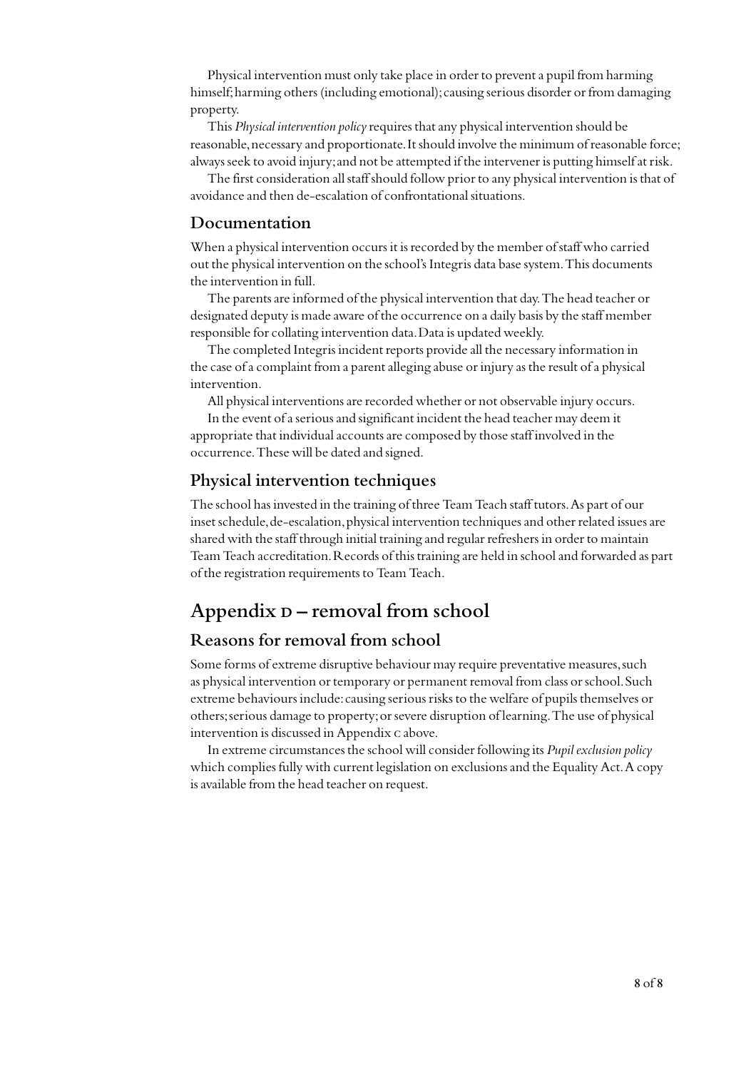Physical intervention must only take place in order to prevent a pupil from harming himself; harming others (including emotional); causing serious disorder or from damaging property.

This *Physical intervention policy* requires that any physical intervention should be reasonable, necessary and proportionate. It should involve the minimum of reasonable force; always seek to avoid injury; and not be attempted if the intervener is putting himself at risk.

The first consideration all staff should follow prior to any physical intervention is that of avoidance and then de-escalation of confrontational situations.

### Documentation

When a physical intervention occurs it is recorded by the member of staff who carried out the physical intervention on the school's Integris data base system. This documents the intervention in full.

The parents are informed of the physical intervention that day. The head teacher or designated deputy is made aware of the occurrence on a daily basis by the staff member responsible for collating intervention data. Data is updated weekly.

The completed Integris incident reports provide all the necessary information in the case of a complaint from a parent alleging abuse or injury as the result of a physical intervention.

All physical interventions are recorded whether or not observable injury occurs.

In the event of a serious and significant incident the head teacher may deem it appropriate that individual accounts are composed by those staff involved in the occurrence. These will be dated and signed.

### Physical intervention techniques

The school has invested in the training of three Team Teach staff tutors. As part of our inset schedule, de-escalation, physical intervention techniques and other related issues are shared with the staff through initial training and regular refreshers in order to maintain Team Teach accreditation. Records of this training are held in school and forwarded as part of the registration requirements to Team Teach.

## Appendix D – removal from school

### Reasons for removal from school

Some forms of extreme disruptive behaviour may require preventative measures, such as physical intervention or temporary or permanent removal from class or school. Such extreme behaviours include: causing serious risks to the welfare of pupils themselves or others; serious damage to property; or severe disruption of learning. The use of physical intervention is discussed in Appendix C above.

In extreme circumstances the school will consider following its *Pupil exclusion policy* which complies fully with current legislation on exclusions and the Equality Act. A copy is available from the head teacher on request.